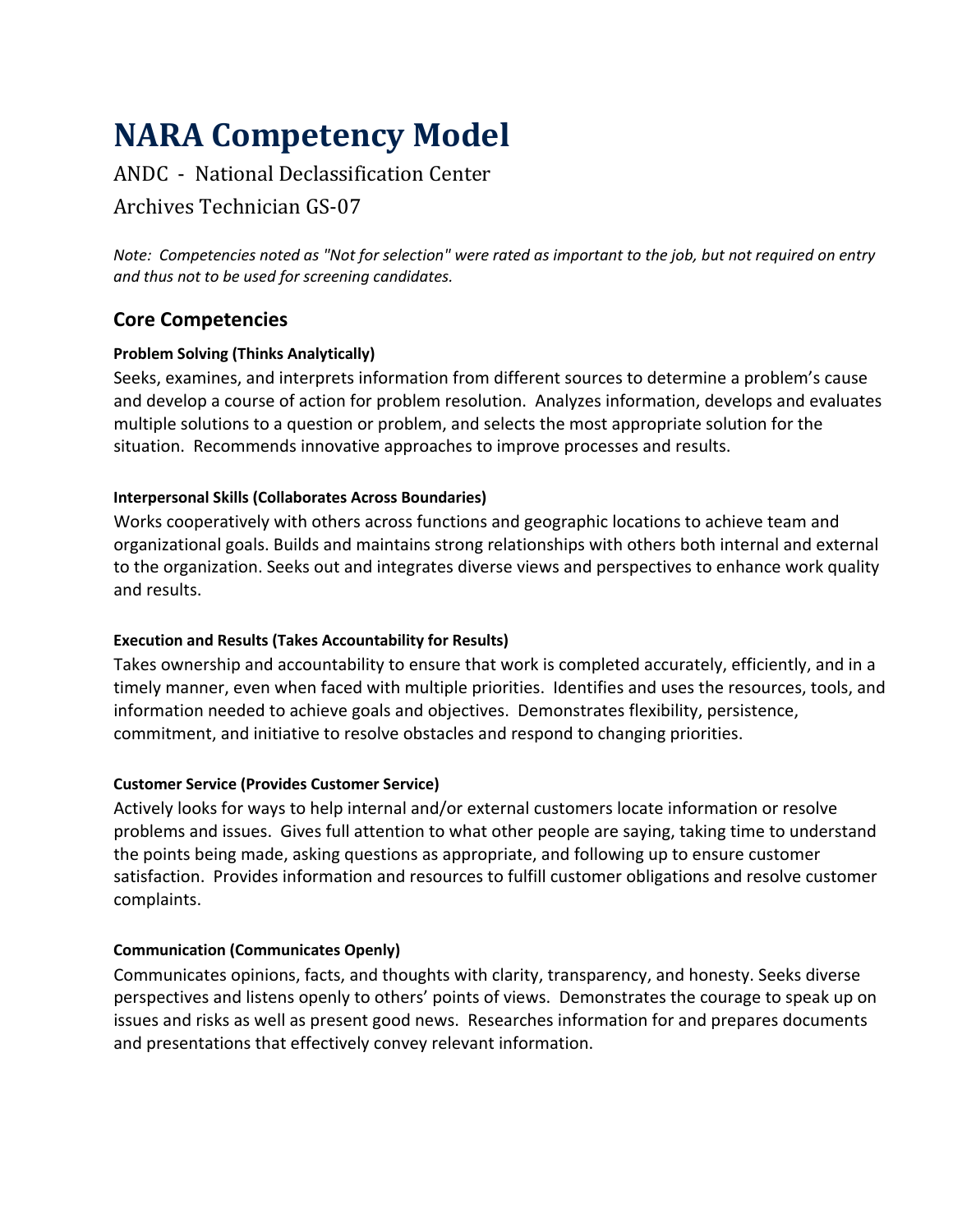# NARA Competency Model

ANDC - National Declassification Center

Archives Technician GS-07

*Note: Competencies noted as "Not for selection" were rated as important to the job, but not required on entry and thus not to be used for screening candidates.*

## Core Competencies

#### Problem Solving (Thinks Analytically)

Seeks, examines, and interprets information from different sources to determine a problem's cause and develop a course of action for problem resolution. Analyzes information, develops and evaluates multiple solutions to a question or problem, and selects the most appropriate solution for the situation. Recommends innovative approaches to improve processes and results.

#### Interpersonal Skills (Collaborates Across Boundaries)

Works cooperatively with others across functions and geographic locations to achieve team and organizational goals. Builds and maintains strong relationships with others both internal and external to the organization. Seeks out and integrates diverse views and perspectives to enhance work quality and results.

#### Execution and Results (Takes Accountability for Results)

Takes ownership and accountability to ensure that work is completed accurately, efficiently, and in a timely manner, even when faced with multiple priorities. Identifies and uses the resources, tools, and information needed to achieve goals and objectives. Demonstrates flexibility, persistence, commitment, and initiative to resolve obstacles and respond to changing priorities.

#### Customer Service (Provides Customer Service)

Actively looks for ways to help internal and/or external customers locate information or resolve problems and issues. Gives full attention to what other people are saying, taking time to understand the points being made, asking questions as appropriate, and following up to ensure customer satisfaction. Provides information and resources to fulfill customer obligations and resolve customer complaints.

#### Communication (Communicates Openly)

Communicates opinions, facts, and thoughts with clarity, transparency, and honesty. Seeks diverse perspectives and listens openly to others' points of views. Demonstrates the courage to speak up on issues and risks as well as present good news. Researches information for and prepares documents and presentations that effectively convey relevant information.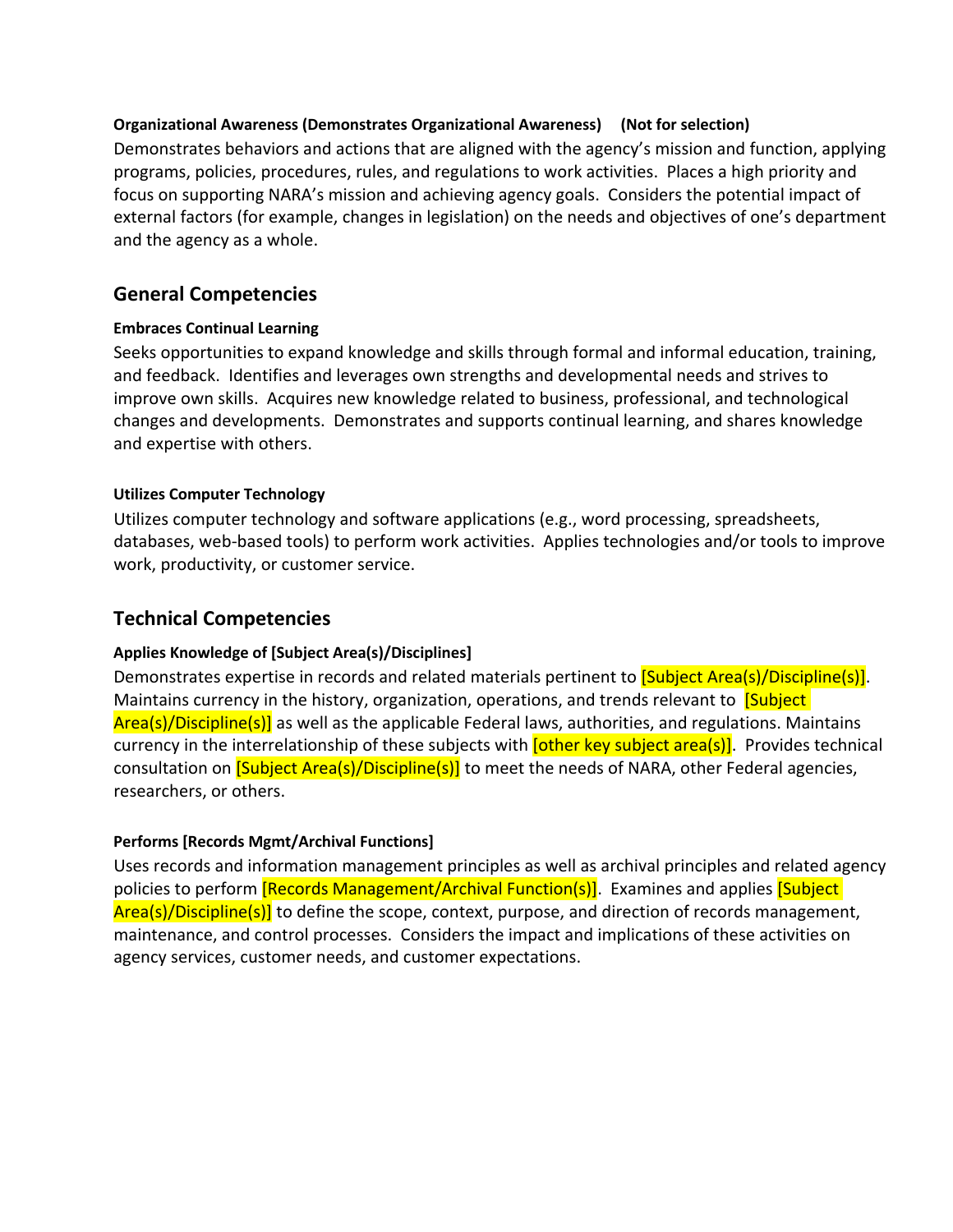**Organizational Awareness (Demonstrates Organizational Awareness)     (Not for selection)**

Demonstrates behaviors and actions that are aligned with the agency's mission and function, applying programs, policies, procedures, rules, and regulations to work activities. Places a high priority and focus on supporting NARA's mission and achieving agency goals. Considers the potential impact of external factors (for example, changes in legislation) on the needs and objectives of one's department and the agency as a whole.

## General Competencies

**Embraces Continual Learning**

Seeks opportunities to expand knowledge and skills through formal and informal education, training, and feedback. Identifies and leverages own strengths and developmental needs and strives to improve own skills. Acquires new knowledge related to business, professional, and technological changes and developments. Demonstrates and supports continual learning, and shares knowledge and expertise with others.

**Utilizes Computer Technology**

Utilizes computer technology and software applications (e.g., word processing, spreadsheets, databases, web-based tools) to perform work activities. Applies technologies and/or tools to improve work, productivity, or customer service.

## Technical Competencies

**Applies Knowledge of [Subject Area(s)/Disciplines]**

Demonstrates expertise in records and related materials pertinent to [Subject Area(s)/Discipline(s)]. Maintains currency in the history, organization, operations, and trends relevant to [Subject Area(s)/Discipline(s)] as well as the applicable Federal laws, authorities, and regulations. Maintains currency in the interrelationship of these subjects with [other key subject area(s)]. Provides technical consultation on [Subject Area(s)/Discipline(s)] to meet the needs of NARA, other Federal agencies, researchers, or others.

**Performs [Records Mgmt/Archival Functions]**

Uses records and information management principles as well as archival principles and related agency policies to perform [Records Management/Archival Function(s)]. Examines and applies [Subject Area(s)/Discipline(s)] to define the scope, context, purpose, and direction of records management, maintenance, and control processes. Considers the impact and implications of these activities on agency services, customer needs, and customer expectations.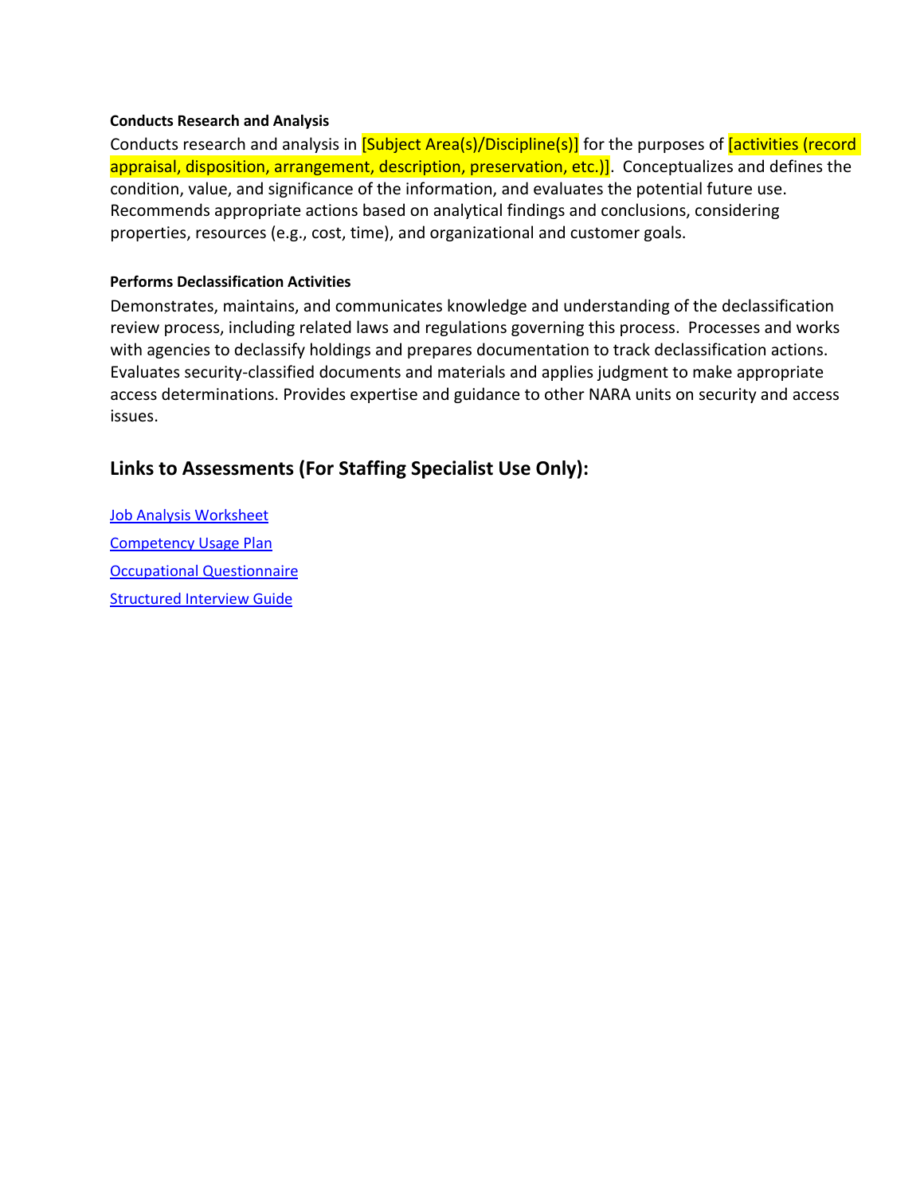**Conducts Research and Analysis**

Conducts research and analysis in [Subject Area(s)/Discipline(s)] for the purposes of [activities (record appraisal, disposition, arrangement, description, preservation, etc.)]. Conceptualizes and defines the condition, value, and significance of the information, and evaluates the potential future use. Recommends appropriate actions based on analytical findings and conclusions, considering properties, resources (e.g., cost, time), and organizational and customer goals.

**Performs Declassification Activities**

Demonstrates, maintains, and communicates knowledge and understanding of the declassification review process, including related laws and regulations governing this process. Processes and works with agencies to declassify holdings and prepares documentation to track declassification actions. Evaluates security-classified documents and materials and applies judgment to make appropriate access determinations. Provides expertise and guidance to other NARA units on security and access issues.

## Links to Assessments (For Staffing Specialist Use Only):

Job Analysis Worksheet

Competency Usage Plan

Occupational Questionnaire

Structured Interview Guide